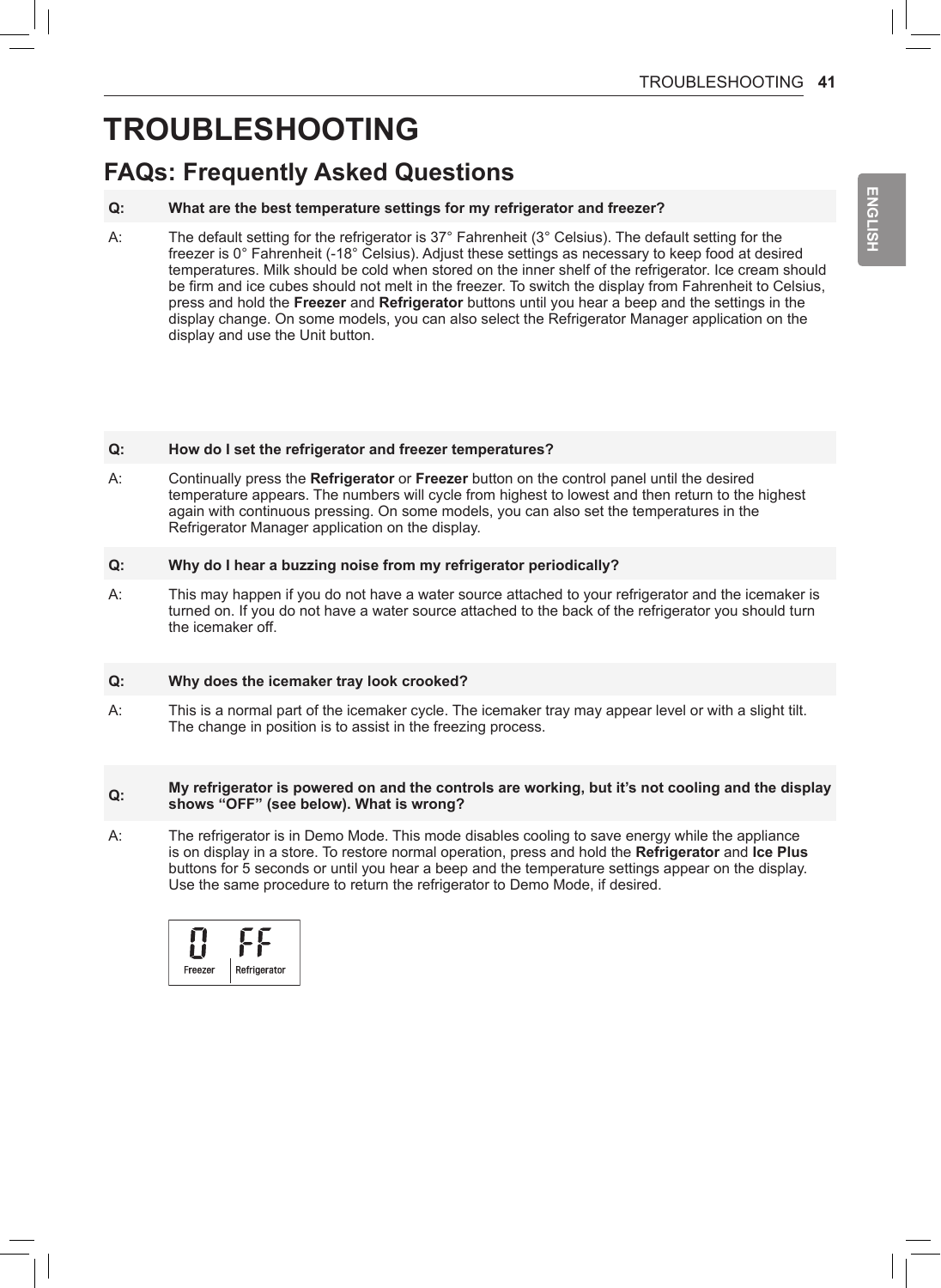# TROUBLESHOOTING

## FAQs: Frequently Asked Questions

**Q: What are the best temperature settings for my refrigerator and freezer?**

A: The default setting for the refrigerator is 37° Fahrenheit (3° Celsius). The default setting for the freezer is 0° Fahrenheit (-18° Celsius). Adjust these settings as necessary to keep food at desired temperatures. Milk should be cold when stored on the inner shelf of the refrigerator. Ice cream should be firm and ice cubes should not melt in the freezer. To switch the display from Fahrenheit to Celsius, press and hold the **Freezer** and **Refrigerator** buttons until you hear a beep and the settings in the display change. On some models, you can also select the Refrigerator Manager application on the display and use the Unit button.

**Q: How do I set the refrigerator and freezer temperatures?**

A: Continually press the **Refrigerator** or **Freezer** button on the control panel until the desired temperature appears. The numbers will cycle from highest to lowest and then return to the highest again with continuous pressing. On some models, you can also set the temperatures in the Refrigerator Manager application on the display.

**Q: Why do I hear a buzzing noise from my refrigerator periodically?**

A: This may happen if you do not have a water source attached to your refrigerator and the icemaker is turned on. If you do not have a water source attached to the back of the refrigerator you should turn the icemaker off.

**Q: Why does the icemaker tray look crooked?**

A: This is a normal part of the icemaker cycle. The icemaker tray may appear level or with a slight tilt. The change in position is to assist in the freezing process.

**Q: My refrigerator is powered on and the controls are working, but it's not cooling and the display shows "OFF" (see below). What is wrong?**

A: The refrigerator is in Demo Mode. This mode disables cooling to save energy while the appliance is on display in a store. To restore normal operation, press and hold the **Refrigerator** and **Ice Plus** buttons for 5 seconds or until you hear a beep and the temperature settings appear on the display. Use the same procedure to return the refrigerator to Demo Mode, if desired.

| O | FF |
|---|---|
| Freezer | Refrigerator |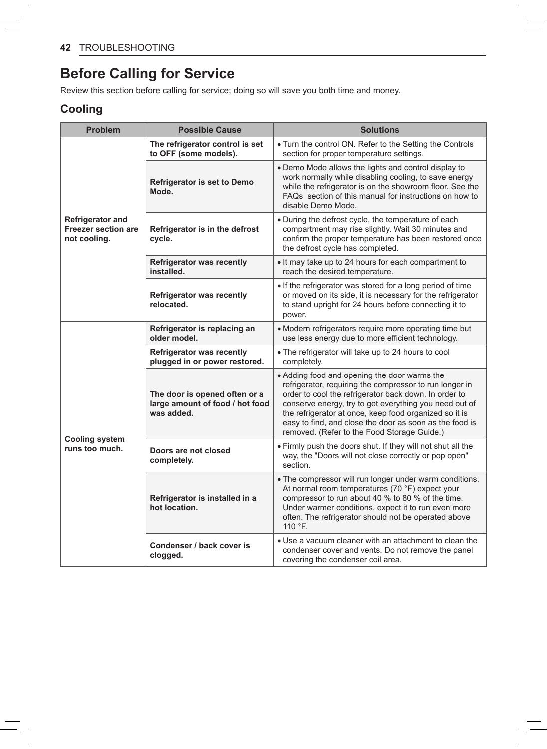# Before Calling for Service

Review this section before calling for service; doing so will save you both time and money.

## Cooling

| Problem | Possible Cause | Solutions |
| --- | --- | --- |
| **Refrigerator and Freezer section are not cooling.** | **The refrigerator control is set to OFF (some models).** | • Turn the control ON. Refer to the Setting the Controls section for proper temperature settings. |
| | **Refrigerator is set to Demo Mode.** | • Demo Mode allows the lights and control display to work normally while disabling cooling, to save energy while the refrigerator is on the showroom floor. See the FAQs section of this manual for instructions on how to disable Demo Mode. |
| | **Refrigerator is in the defrost cycle.** | • During the defrost cycle, the temperature of each compartment may rise slightly. Wait 30 minutes and confirm the proper temperature has been restored once the defrost cycle has completed. |
| | **Refrigerator was recently installed.** | • It may take up to 24 hours for each compartment to reach the desired temperature. |
| | **Refrigerator was recently relocated.** | • If the refrigerator was stored for a long period of time or moved on its side, it is necessary for the refrigerator to stand upright for 24 hours before connecting it to power. |
| **Cooling system runs too much.** | **Refrigerator is replacing an older model.** | • Modern refrigerators require more operating time but use less energy due to more efficient technology. |
| | **Refrigerator was recently plugged in or power restored.** | • The refrigerator will take up to 24 hours to cool completely. |
| | **The door is opened often or a large amount of food / hot food was added.** | • Adding food and opening the door warms the refrigerator, requiring the compressor to run longer in order to cool the refrigerator back down. In order to conserve energy, try to get everything you need out of the refrigerator at once, keep food organized so it is easy to find, and close the door as soon as the food is removed. (Refer to the Food Storage Guide.) |
| | **Doors are not closed completely.** | • Firmly push the doors shut. If they will not shut all the way, the "Doors will not close correctly or pop open" section. |
| | **Refrigerator is installed in a hot location.** | • The compressor will run longer under warm conditions. At normal room temperatures (70 °F) expect your compressor to run about 40 % to 80 % of the time. Under warmer conditions, expect it to run even more often. The refrigerator should not be operated above 110 °F. |
| | **Condenser / back cover is clogged.** | • Use a vacuum cleaner with an attachment to clean the condenser cover and vents. Do not remove the panel covering the condenser coil area. |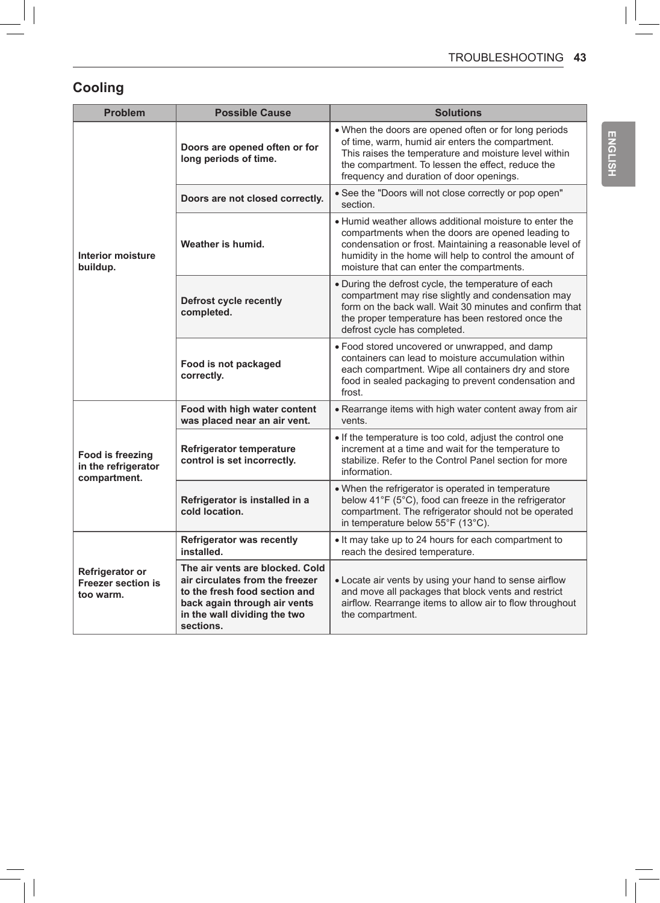## Cooling

| Problem | Possible Cause | Solutions |
|---|---|---|
| **Interior moisture buildup.** | **Doors are opened often or for long periods of time.** | • When the doors are opened often or for long periods of time, warm, humid air enters the compartment. This raises the temperature and moisture level within the compartment. To lessen the effect, reduce the frequency and duration of door openings. |
| | **Doors are not closed correctly.** | • See the "Doors will not close correctly or pop open" section. |
| | **Weather is humid.** | • Humid weather allows additional moisture to enter the compartments when the doors are opened leading to condensation or frost. Maintaining a reasonable level of humidity in the home will help to control the amount of moisture that can enter the compartments. |
| | **Defrost cycle recently completed.** | • During the defrost cycle, the temperature of each compartment may rise slightly and condensation may form on the back wall. Wait 30 minutes and confirm that the proper temperature has been restored once the defrost cycle has completed. |
| | **Food is not packaged correctly.** | • Food stored uncovered or unwrapped, and damp containers can lead to moisture accumulation within each compartment. Wipe all containers dry and store food in sealed packaging to prevent condensation and frost. |
| **Food is freezing in the refrigerator compartment.** | **Food with high water content was placed near an air vent.** | • Rearrange items with high water content away from air vents. |
| | **Refrigerator temperature control is set incorrectly.** | • If the temperature is too cold, adjust the control one increment at a time and wait for the temperature to stabilize. Refer to the Control Panel section for more information. |
| | **Refrigerator is installed in a cold location.** | • When the refrigerator is operated in temperature below 41°F (5°C), food can freeze in the refrigerator compartment. The refrigerator should not be operated in temperature below 55°F (13°C). |
| **Refrigerator or Freezer section is too warm.** | **Refrigerator was recently installed.** | • It may take up to 24 hours for each compartment to reach the desired temperature. |
| | **The air vents are blocked. Cold air circulates from the freezer to the fresh food section and back again through air vents in the wall dividing the two sections.** | • Locate air vents by using your hand to sense airflow and move all packages that block vents and restrict airflow. Rearrange items to allow air to flow throughout the compartment. |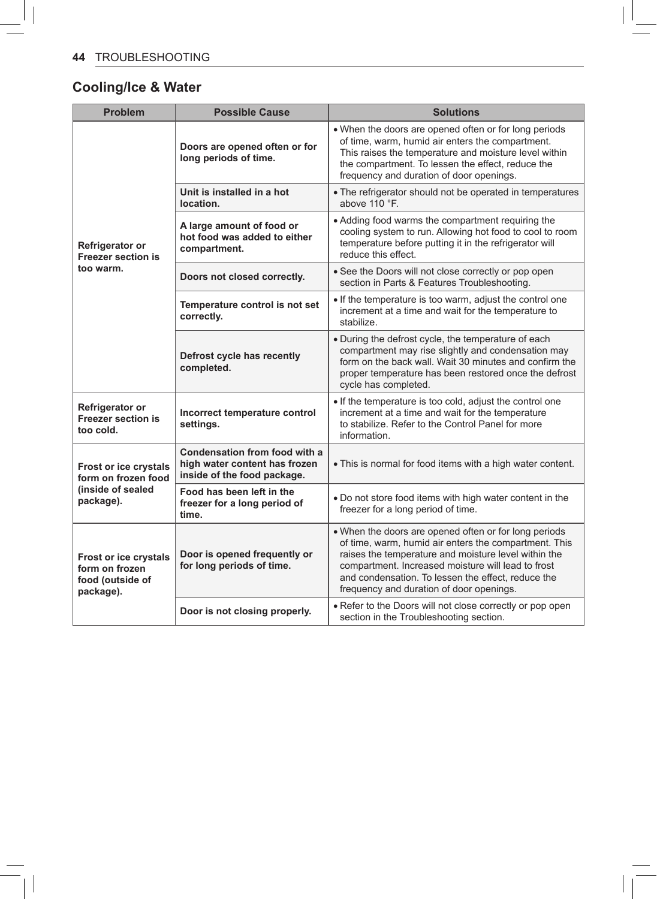## Cooling/Ice & Water

| Problem | Possible Cause | Solutions |
|---|---|---|
| **Refrigerator or Freezer section is too warm.** | **Doors are opened often or for long periods of time.** | • When the doors are opened often or for long periods of time, warm, humid air enters the compartment. This raises the temperature and moisture level within the compartment. To lessen the effect, reduce the frequency and duration of door openings. |
| | **Unit is installed in a hot location.** | • The refrigerator should not be operated in temperatures above 110 °F. |
| | **A large amount of food or hot food was added to either compartment.** | • Adding food warms the compartment requiring the cooling system to run. Allowing hot food to cool to room temperature before putting it in the refrigerator will reduce this effect. |
| | **Doors not closed correctly.** | • See the Doors will not close correctly or pop open section in Parts & Features Troubleshooting. |
| | **Temperature control is not set correctly.** | • If the temperature is too warm, adjust the control one increment at a time and wait for the temperature to stabilize. |
| | **Defrost cycle has recently completed.** | • During the defrost cycle, the temperature of each compartment may rise slightly and condensation may form on the back wall. Wait 30 minutes and confirm the proper temperature has been restored once the defrost cycle has completed. |
| **Refrigerator or Freezer section is too cold.** | **Incorrect temperature control settings.** | • If the temperature is too cold, adjust the control one increment at a time and wait for the temperature to stabilize. Refer to the Control Panel for more information. |
| **Frost or ice crystals form on frozen food (inside of sealed package).** | **Condensation from food with a high water content has frozen inside of the food package.** | • This is normal for food items with a high water content. |
| | **Food has been left in the freezer for a long period of time.** | • Do not store food items with high water content in the freezer for a long period of time. |
| **Frost or ice crystals form on frozen food (outside of package).** | **Door is opened frequently or for long periods of time.** | • When the doors are opened often or for long periods of time, warm, humid air enters the compartment. This raises the temperature and moisture level within the compartment. Increased moisture will lead to frost and condensation. To lessen the effect, reduce the frequency and duration of door openings. |
| | **Door is not closing properly.** | • Refer to the Doors will not close correctly or pop open section in the Troubleshooting section. |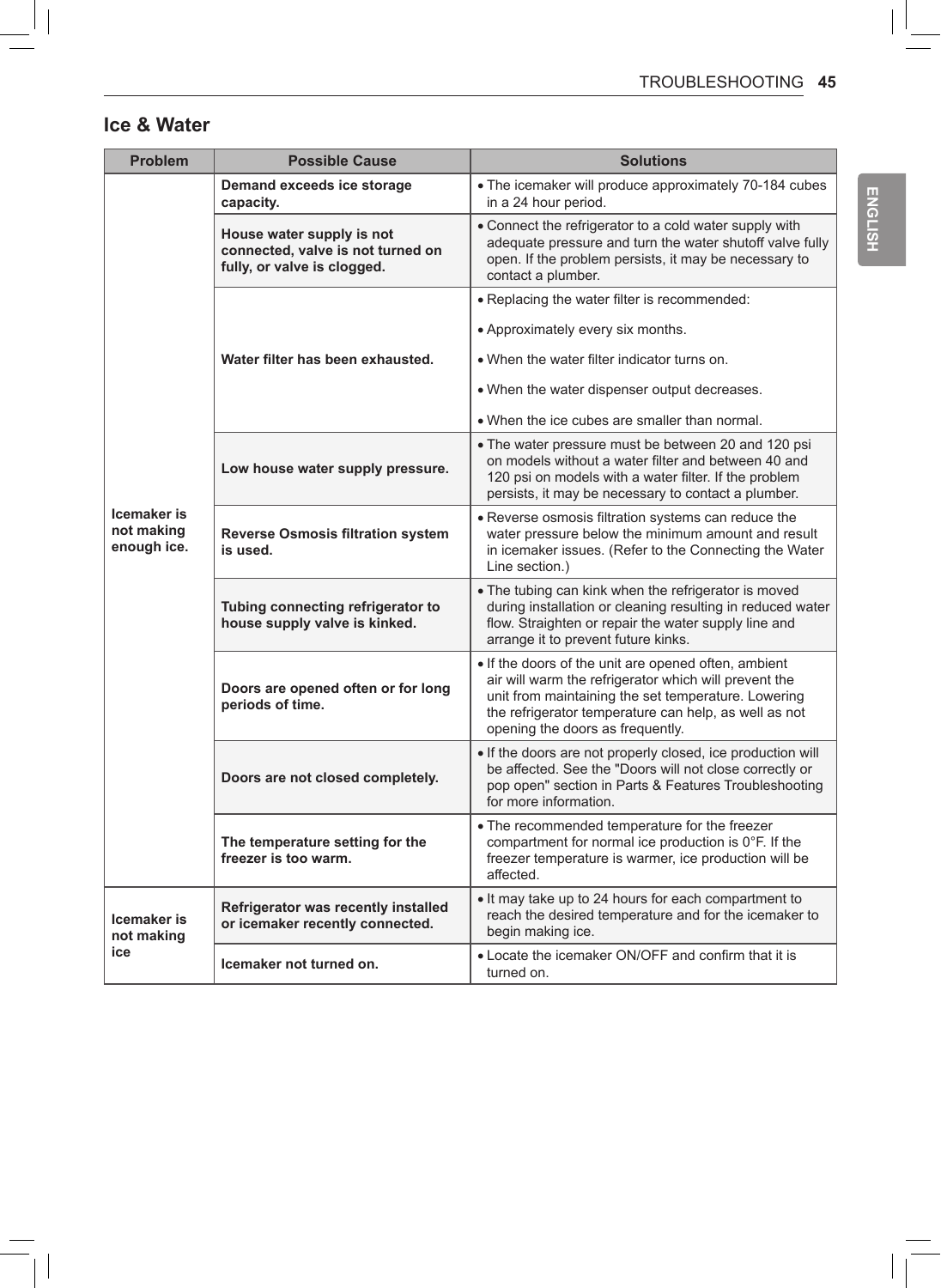## Ice & Water

| Problem | Possible Cause | Solutions |
|---|---|---|
| Icemaker is not making enough ice. | **Demand exceeds ice storage capacity.** | • The icemaker will produce approximately 70-184 cubes in a 24 hour period. |
| | **House water supply is not connected, valve is not turned on fully, or valve is clogged.** | • Connect the refrigerator to a cold water supply with adequate pressure and turn the water shutoff valve fully open. If the problem persists, it may be necessary to contact a plumber. |
| | **Water filter has been exhausted.** | • Replacing the water filter is recommended:<br>• Approximately every six months.<br>• When the water filter indicator turns on.<br>• When the water dispenser output decreases.<br>• When the ice cubes are smaller than normal. |
| | **Low house water supply pressure.** | • The water pressure must be between 20 and 120 psi on models without a water filter and between 40 and 120 psi on models with a water filter. If the problem persists, it may be necessary to contact a plumber. |
| | **Reverse Osmosis filtration system is used.** | • Reverse osmosis filtration systems can reduce the water pressure below the minimum amount and result in icemaker issues. (Refer to the Connecting the Water Line section.) |
| | **Tubing connecting refrigerator to house supply valve is kinked.** | • The tubing can kink when the refrigerator is moved during installation or cleaning resulting in reduced water flow. Straighten or repair the water supply line and arrange it to prevent future kinks. |
| | **Doors are opened often or for long periods of time.** | • If the doors of the unit are opened often, ambient air will warm the refrigerator which will prevent the unit from maintaining the set temperature. Lowering the refrigerator temperature can help, as well as not opening the doors as frequently. |
| | **Doors are not closed completely.** | • If the doors are not properly closed, ice production will be affected. See the "Doors will not close correctly or pop open" section in Parts & Features Troubleshooting for more information. |
| | **The temperature setting for the freezer is too warm.** | • The recommended temperature for the freezer compartment for normal ice production is 0°F. If the freezer temperature is warmer, ice production will be affected. |
| Icemaker is not making ice | **Refrigerator was recently installed or icemaker recently connected.** | • It may take up to 24 hours for each compartment to reach the desired temperature and for the icemaker to begin making ice. |
| | **Icemaker not turned on.** | • Locate the icemaker ON/OFF and confirm that it is turned on. |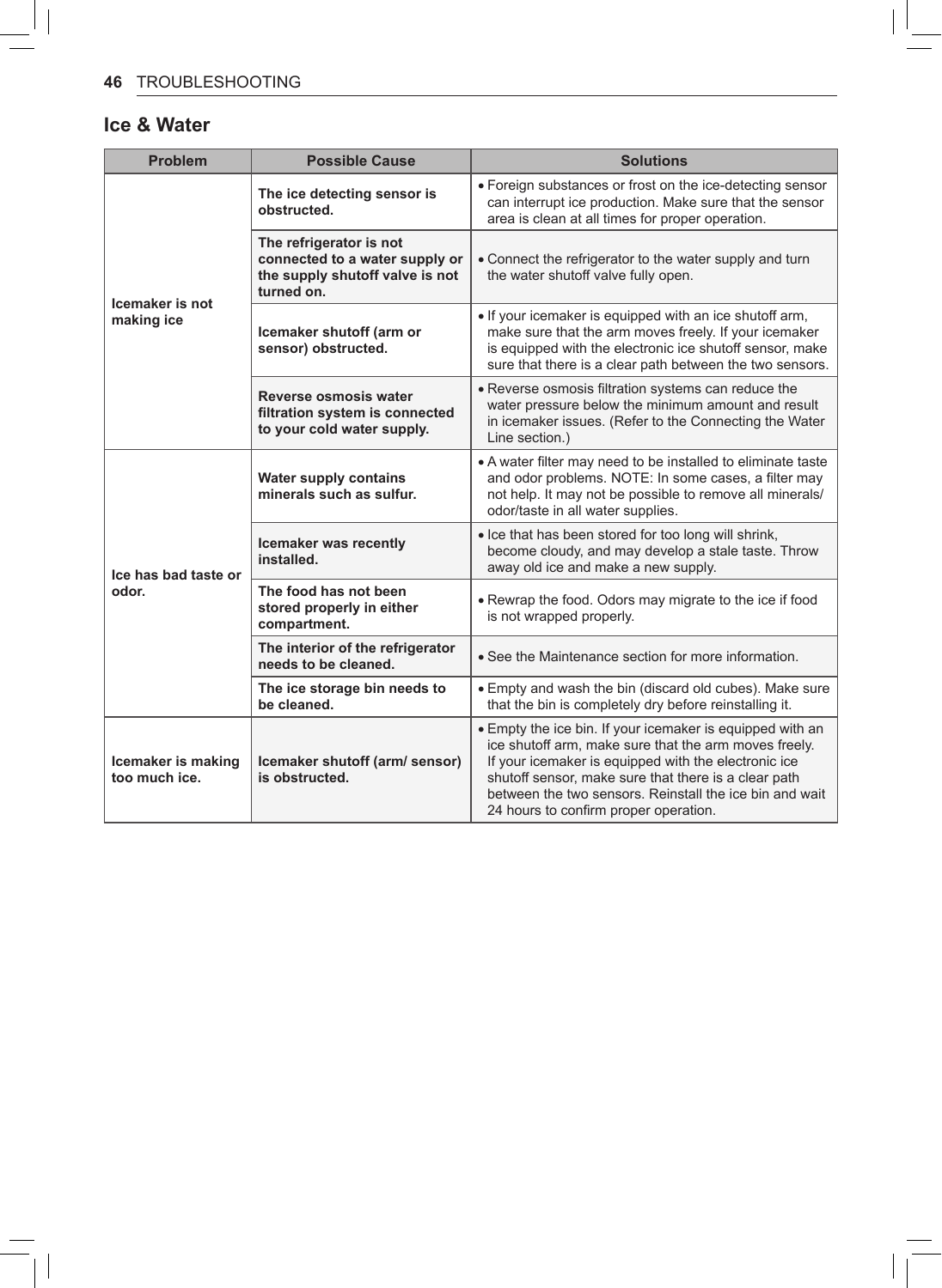## Ice & Water

| Problem | Possible Cause | Solutions |
|---|---|---|
| **Icemaker is not making ice** | **The ice detecting sensor is obstructed.** | • Foreign substances or frost on the ice-detecting sensor can interrupt ice production. Make sure that the sensor area is clean at all times for proper operation. |
| | **The refrigerator is not connected to a water supply or the supply shutoff valve is not turned on.** | • Connect the refrigerator to the water supply and turn the water shutoff valve fully open. |
| | **Icemaker shutoff (arm or sensor) obstructed.** | • If your icemaker is equipped with an ice shutoff arm, make sure that the arm moves freely. If your icemaker is equipped with the electronic ice shutoff sensor, make sure that there is a clear path between the two sensors. |
| | **Reverse osmosis water filtration system is connected to your cold water supply.** | • Reverse osmosis filtration systems can reduce the water pressure below the minimum amount and result in icemaker issues. (Refer to the Connecting the Water Line section.) |
| **Ice has bad taste or odor.** | **Water supply contains minerals such as sulfur.** | • A water filter may need to be installed to eliminate taste and odor problems. NOTE: In some cases, a filter may not help. It may not be possible to remove all minerals/ odor/taste in all water supplies. |
| | **Icemaker was recently installed.** | • Ice that has been stored for too long will shrink, become cloudy, and may develop a stale taste. Throw away old ice and make a new supply. |
| | **The food has not been stored properly in either compartment.** | • Rewrap the food. Odors may migrate to the ice if food is not wrapped properly. |
| | **The interior of the refrigerator needs to be cleaned.** | • See the Maintenance section for more information. |
| | **The ice storage bin needs to be cleaned.** | • Empty and wash the bin (discard old cubes). Make sure that the bin is completely dry before reinstalling it. |
| **Icemaker is making too much ice.** | **Icemaker shutoff (arm/ sensor) is obstructed.** | • Empty the ice bin. If your icemaker is equipped with an ice shutoff arm, make sure that the arm moves freely. If your icemaker is equipped with the electronic ice shutoff sensor, make sure that there is a clear path between the two sensors. Reinstall the ice bin and wait 24 hours to confirm proper operation. |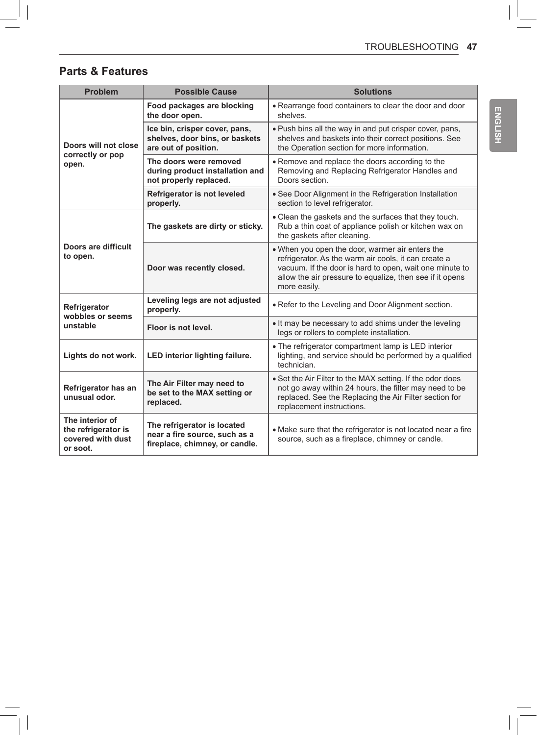## Parts & Features

| Problem | Possible Cause | Solutions |
| --- | --- | --- |
| **Doors will not close correctly or pop open.** | **Food packages are blocking the door open.** | • Rearrange food containers to clear the door and door shelves. |
| | **Ice bin, crisper cover, pans, shelves, door bins, or baskets are out of position.** | • Push bins all the way in and put crisper cover, pans, shelves and baskets into their correct positions. See the Operation section for more information. |
| | **The doors were removed during product installation and not properly replaced.** | • Remove and replace the doors according to the Removing and Replacing Refrigerator Handles and Doors section. |
| | **Refrigerator is not leveled properly.** | • See Door Alignment in the Refrigeration Installation section to level refrigerator. |
| **Doors are difficult to open.** | **The gaskets are dirty or sticky.** | • Clean the gaskets and the surfaces that they touch. Rub a thin coat of appliance polish or kitchen wax on the gaskets after cleaning. |
| | **Door was recently closed.** | • When you open the door, warmer air enters the refrigerator. As the warm air cools, it can create a vacuum. If the door is hard to open, wait one minute to allow the air pressure to equalize, then see if it opens more easily. |
| **Refrigerator wobbles or seems unstable** | **Leveling legs are not adjusted properly.** | • Refer to the Leveling and Door Alignment section. |
| | **Floor is not level.** | • It may be necessary to add shims under the leveling legs or rollers to complete installation. |
| **Lights do not work.** | **LED interior lighting failure.** | • The refrigerator compartment lamp is LED interior lighting, and service should be performed by a qualified technician. |
| **Refrigerator has an unusual odor.** | **The Air Filter may need to be set to the MAX setting or replaced.** | • Set the Air Filter to the MAX setting. If the odor does not go away within 24 hours, the filter may need to be replaced. See the Replacing the Air Filter section for replacement instructions. |
| **The interior of the refrigerator is covered with dust or soot.** | **The refrigerator is located near a fire source, such as a fireplace, chimney, or candle.** | • Make sure that the refrigerator is not located near a fire source, such as a fireplace, chimney or candle. |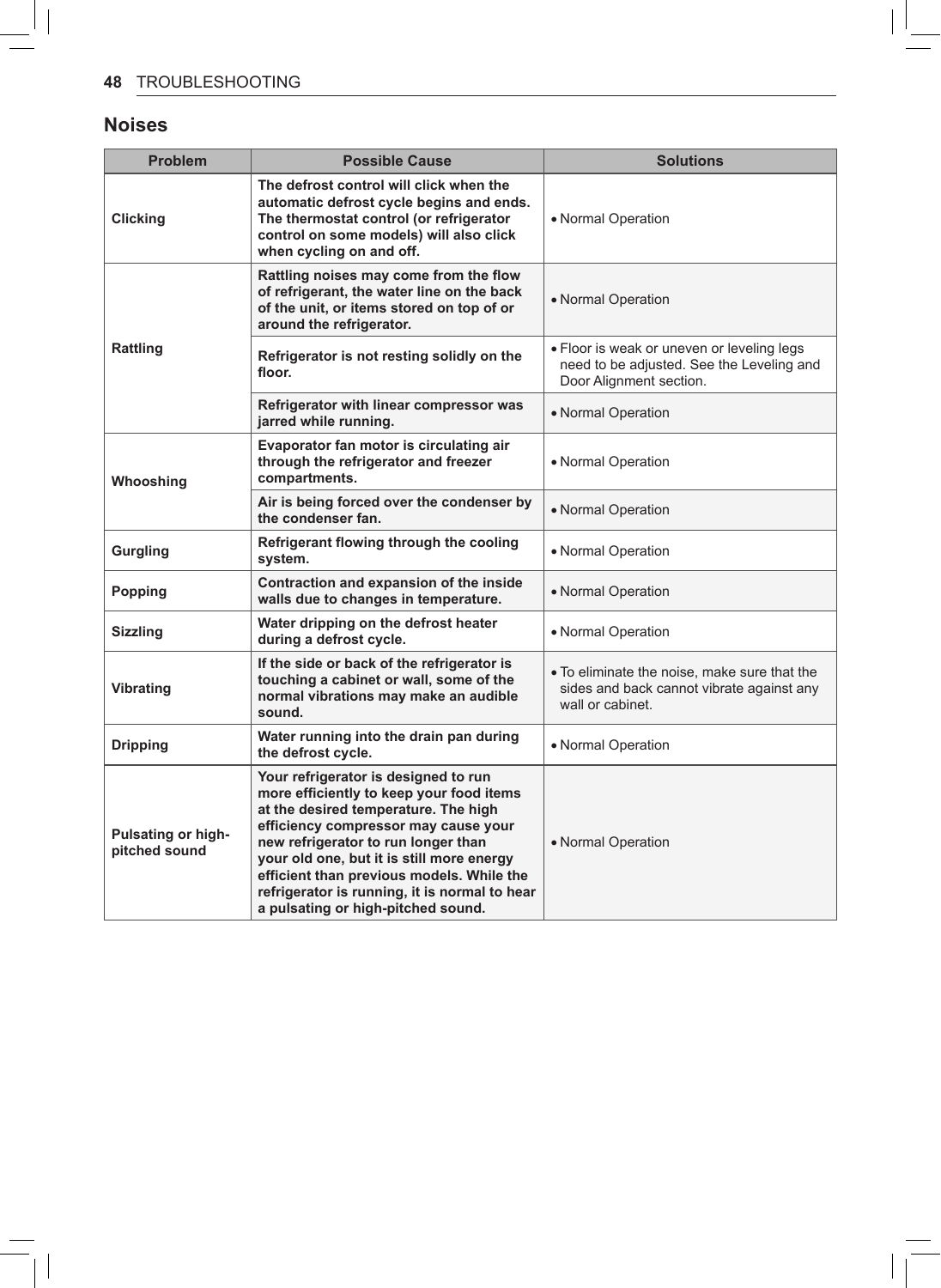## Noises

| Problem | Possible Cause | Solutions |
|---|---|---|
| Clicking | **The defrost control will click when the automatic defrost cycle begins and ends. The thermostat control (or refrigerator control on some models) will also click when cycling on and off.** | • Normal Operation |
| Rattling | **Rattling noises may come from the flow of refrigerant, the water line on the back of the unit, or items stored on top of or around the refrigerator.** | • Normal Operation |
| | **Refrigerator is not resting solidly on the floor.** | • Floor is weak or uneven or leveling legs need to be adjusted. See the Leveling and Door Alignment section. |
| | **Refrigerator with linear compressor was jarred while running.** | • Normal Operation |
| Whooshing | **Evaporator fan motor is circulating air through the refrigerator and freezer compartments.** | • Normal Operation |
| | **Air is being forced over the condenser by the condenser fan.** | • Normal Operation |
| Gurgling | **Refrigerant flowing through the cooling system.** | • Normal Operation |
| Popping | **Contraction and expansion of the inside walls due to changes in temperature.** | • Normal Operation |
| Sizzling | **Water dripping on the defrost heater during a defrost cycle.** | • Normal Operation |
| Vibrating | **If the side or back of the refrigerator is touching a cabinet or wall, some of the normal vibrations may make an audible sound.** | • To eliminate the noise, make sure that the sides and back cannot vibrate against any wall or cabinet. |
| Dripping | **Water running into the drain pan during the defrost cycle.** | • Normal Operation |
| Pulsating or high-pitched sound | **Your refrigerator is designed to run more efficiently to keep your food items at the desired temperature. The high efficiency compressor may cause your new refrigerator to run longer than your old one, but it is still more energy efficient than previous models. While the refrigerator is running, it is normal to hear a pulsating or high-pitched sound.** | • Normal Operation |